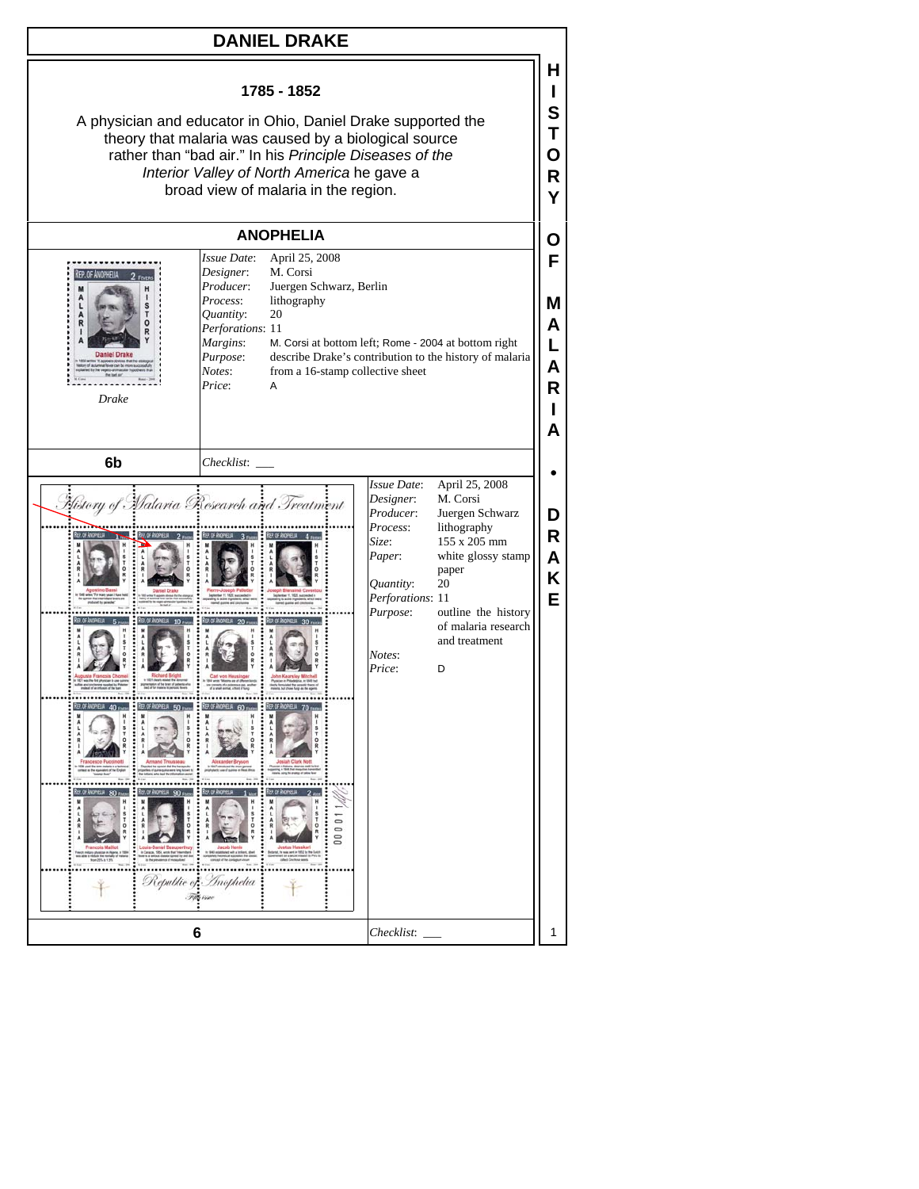# DANIEL DRAKE

**1785 - 1852**

A physician and educator in Ohio, Daniel Drake supported the theory that malaria was caused by a biological source rather than "bad air." In his *Principle Diseases of the Interior Valley of North America* he gave a broad view of malaria in the region.

## ANOPHELIA

*Drake*

| | |
|---|---|
| *Issue Date*: | April 25, 2008 |
| *Designer*: | M. Corsi |
| *Producer*: | Juergen Schwarz, Berlin |
| *Process*: | lithography |
| *Quantity*: | 20 |
| *Perforations*: | 11 |
| *Margins*: | M. Corsi at bottom left; Rome - 2004 at bottom right |
| *Purpose*: | describe Drake's contribution to the history of malaria |
| *Notes*: | from a 16-stamp collective sheet |
| *Price*: | A |

**6b** *Checklist*: ___

| | |
|---|---|
| *Issue Date*: | April 25, 2008 |
| *Designer*: | M. Corsi |
| *Producer*: | Juergen Schwarz |
| *Process*: | lithography |
| *Size*: | 155 x 205 mm |
| *Paper*: | white glossy stamp paper |
| *Quantity*: | 20 |
| *Perforations*: | 11 |
| *Purpose*: | outline the history of malaria research and treatment |
| *Notes*: | |
| *Price*: | D |

**6** *Checklist*: ___

HISTORY OF MALARIA • DRAKE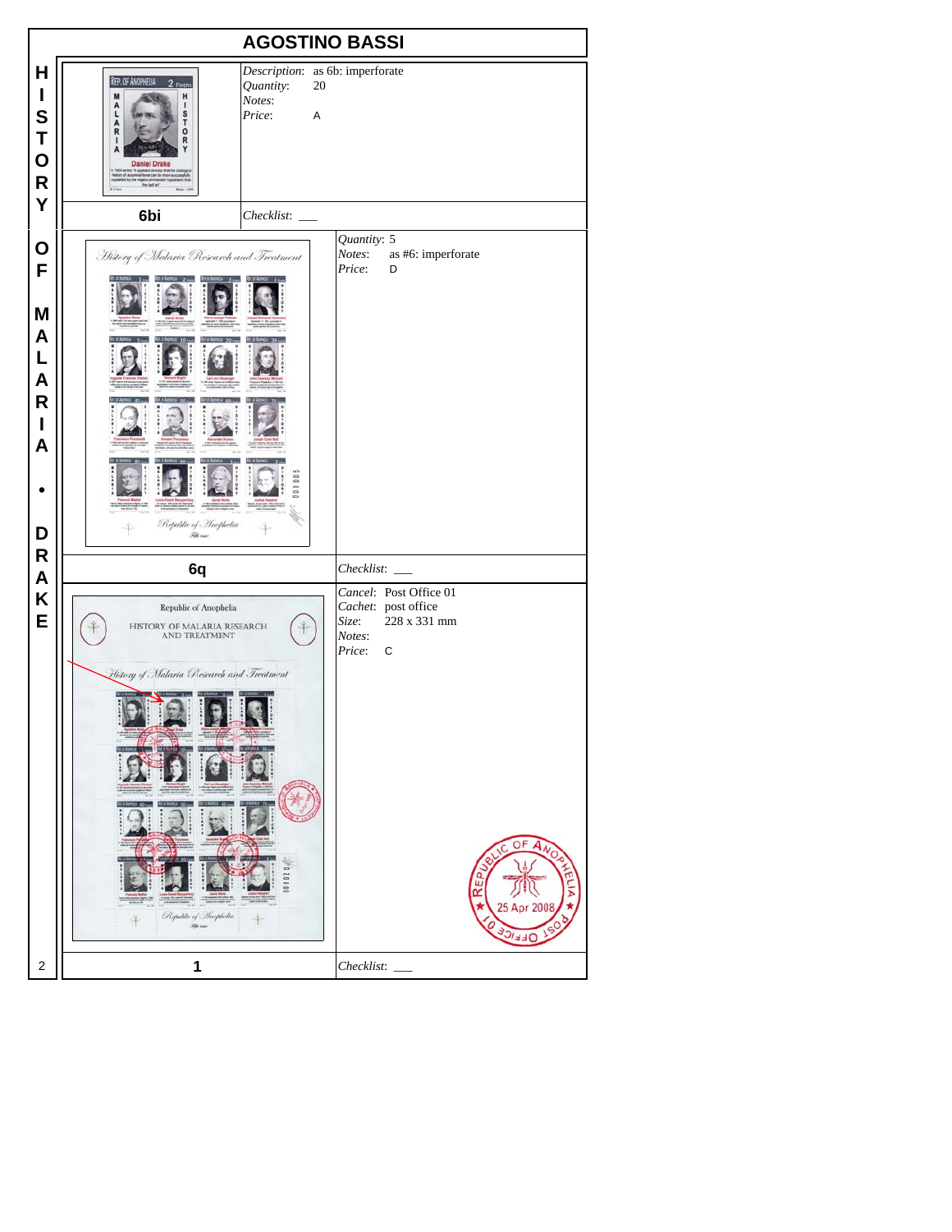# AGOSTINO BASSI

HISTORY OF MALARIA • DRAKE

| | |
|---|---|
| **6bi** | *Description*: as 6b: imperforate<br>*Quantity*: 20<br>*Notes*:<br>*Price*: A<br><br>*Checklist*: ___ |
| **6q** | *Quantity*: 5<br>*Notes*: as #6: imperforate<br>*Price*: D<br><br>*Checklist*: ___ |
| **1** | *Cancel*: Post Office 01<br>*Cachet*: post office<br>*Size*: 228 x 331 mm<br>*Notes*:<br>*Price*: C<br><br>*Checklist*: ___ |